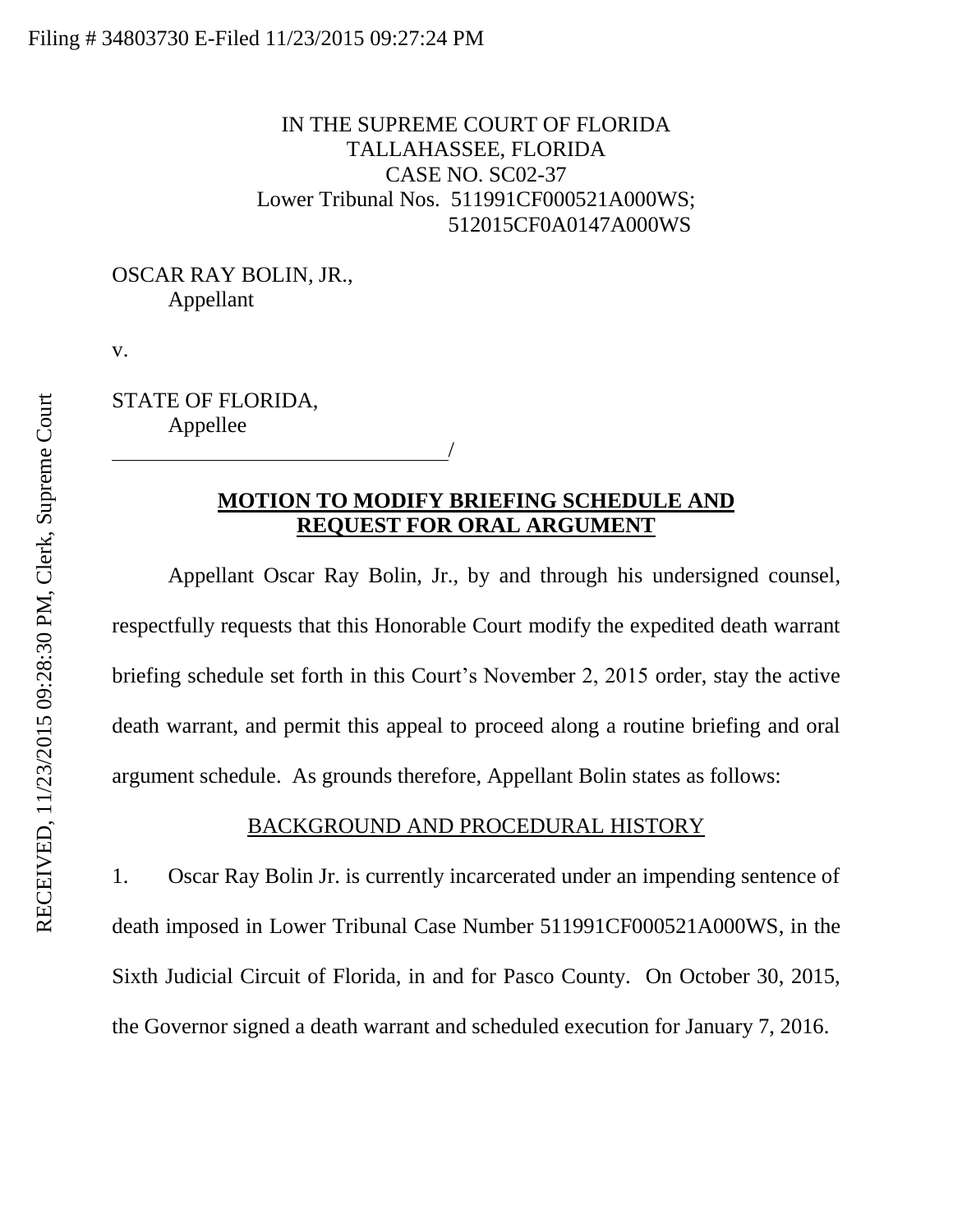Filing # 34803730 E-Filed 11/23/2015 09:27:24 PM

RECEIVED, 11/23/2015 09:28:30 PM, Clerk, Supreme Court

IN THE SUPREME COURT OF FLORIDA
TALLAHASSEE, FLORIDA
CASE NO. SC02-37
Lower Tribunal Nos. 511991CF000521A000WS;
512015CF0A0147A000WS

OSCAR RAY BOLIN, JR.,
Appellant

v.

STATE OF FLORIDA,
Appellee
_______________________________/

## MOTION TO MODIFY BRIEFING SCHEDULE AND REQUEST FOR ORAL ARGUMENT

Appellant Oscar Ray Bolin, Jr., by and through his undersigned counsel, respectfully requests that this Honorable Court modify the expedited death warrant briefing schedule set forth in this Court's November 2, 2015 order, stay the active death warrant, and permit this appeal to proceed along a routine briefing and oral argument schedule. As grounds therefore, Appellant Bolin states as follows:

### BACKGROUND AND PROCEDURAL HISTORY

1. Oscar Ray Bolin Jr. is currently incarcerated under an impending sentence of death imposed in Lower Tribunal Case Number 511991CF000521A000WS, in the Sixth Judicial Circuit of Florida, in and for Pasco County. On October 30, 2015, the Governor signed a death warrant and scheduled execution for January 7, 2016.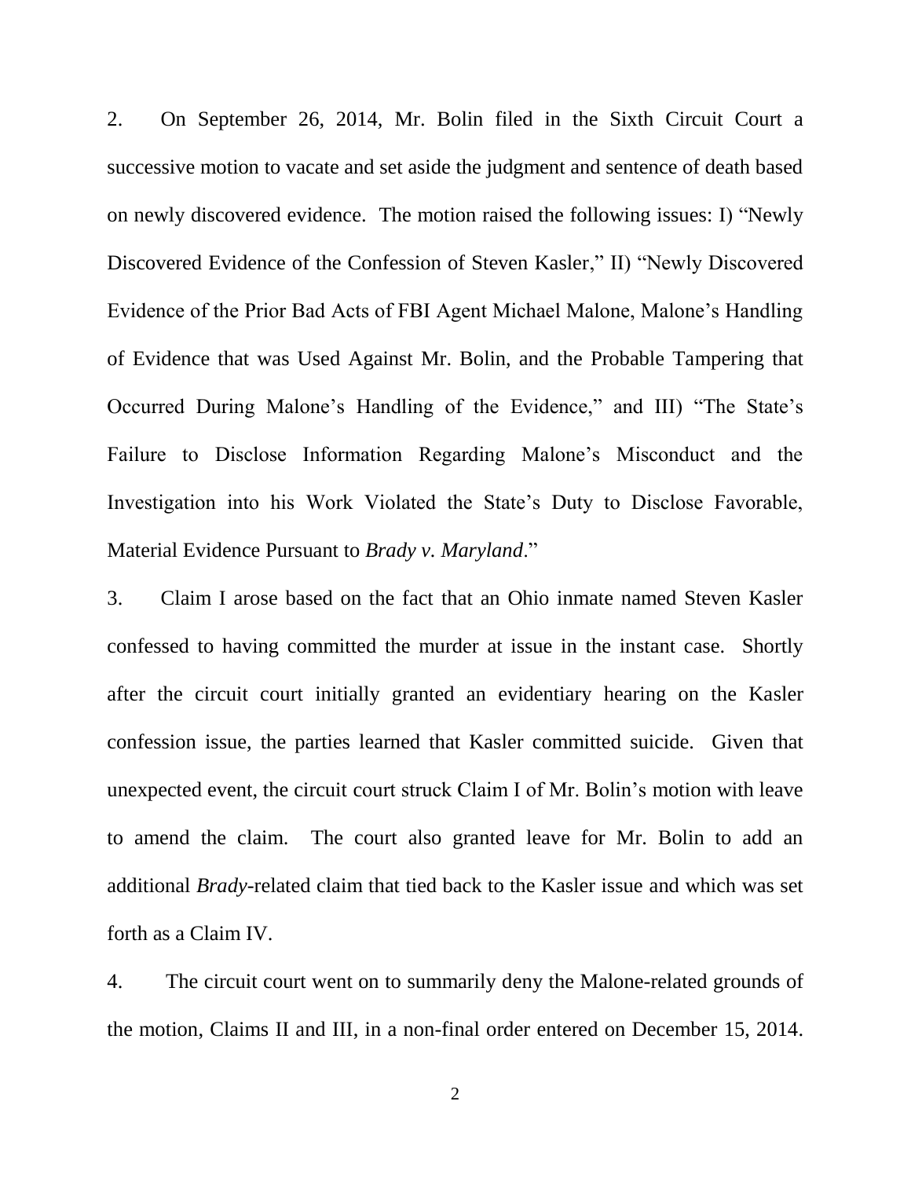2. On September 26, 2014, Mr. Bolin filed in the Sixth Circuit Court a successive motion to vacate and set aside the judgment and sentence of death based on newly discovered evidence. The motion raised the following issues: I) "Newly Discovered Evidence of the Confession of Steven Kasler," II) "Newly Discovered Evidence of the Prior Bad Acts of FBI Agent Michael Malone, Malone's Handling of Evidence that was Used Against Mr. Bolin, and the Probable Tampering that Occurred During Malone's Handling of the Evidence," and III) "The State's Failure to Disclose Information Regarding Malone's Misconduct and the Investigation into his Work Violated the State's Duty to Disclose Favorable, Material Evidence Pursuant to *Brady v. Maryland*."

3. Claim I arose based on the fact that an Ohio inmate named Steven Kasler confessed to having committed the murder at issue in the instant case. Shortly after the circuit court initially granted an evidentiary hearing on the Kasler confession issue, the parties learned that Kasler committed suicide. Given that unexpected event, the circuit court struck Claim I of Mr. Bolin's motion with leave to amend the claim. The court also granted leave for Mr. Bolin to add an additional *Brady*-related claim that tied back to the Kasler issue and which was set forth as a Claim IV.

4. The circuit court went on to summarily deny the Malone-related grounds of the motion, Claims II and III, in a non-final order entered on December 15, 2014.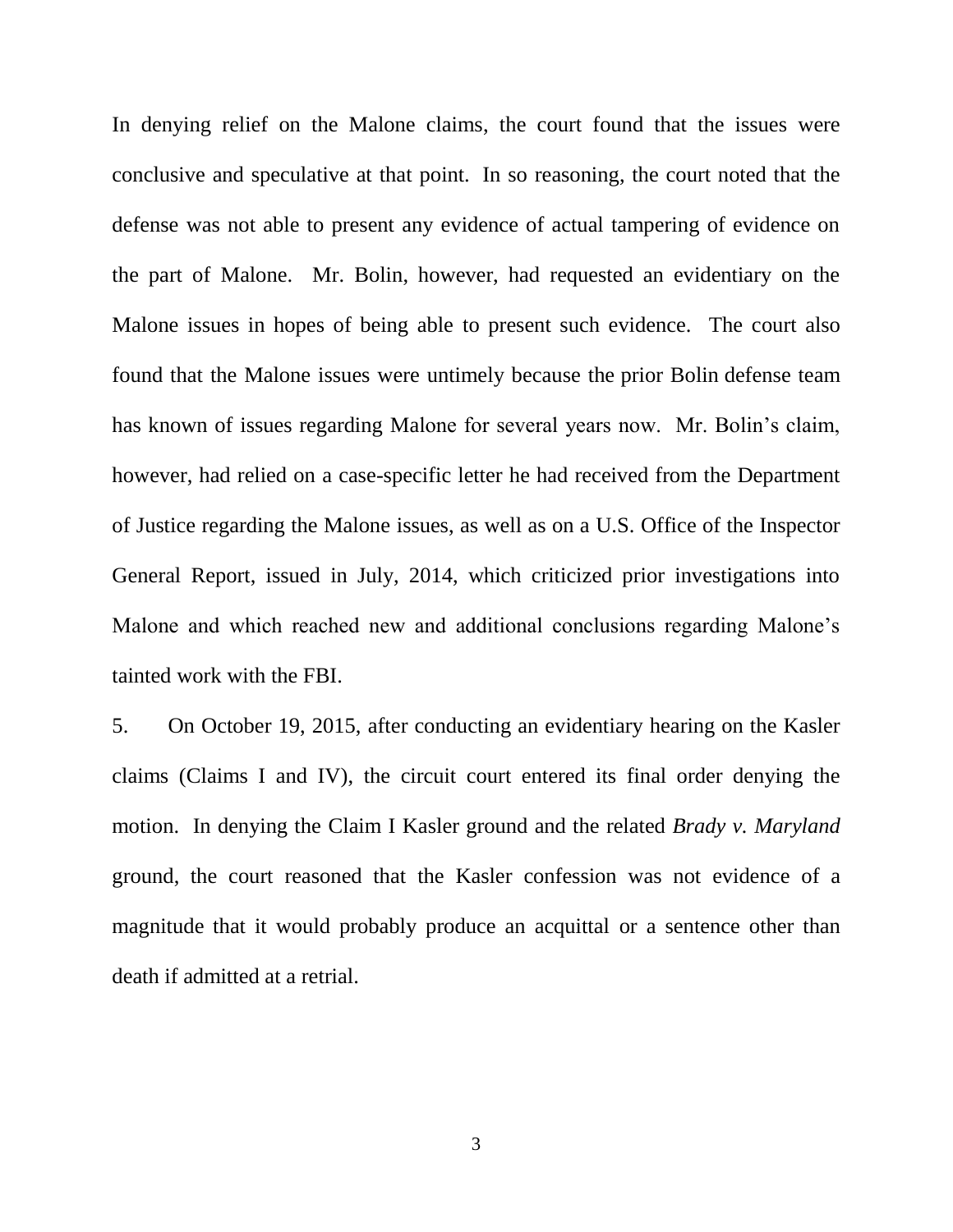In denying relief on the Malone claims, the court found that the issues were conclusive and speculative at that point. In so reasoning, the court noted that the defense was not able to present any evidence of actual tampering of evidence on the part of Malone. Mr. Bolin, however, had requested an evidentiary on the Malone issues in hopes of being able to present such evidence. The court also found that the Malone issues were untimely because the prior Bolin defense team has known of issues regarding Malone for several years now. Mr. Bolin's claim, however, had relied on a case-specific letter he had received from the Department of Justice regarding the Malone issues, as well as on a U.S. Office of the Inspector General Report, issued in July, 2014, which criticized prior investigations into Malone and which reached new and additional conclusions regarding Malone's tainted work with the FBI.

5. On October 19, 2015, after conducting an evidentiary hearing on the Kasler claims (Claims I and IV), the circuit court entered its final order denying the motion. In denying the Claim I Kasler ground and the related *Brady v. Maryland* ground, the court reasoned that the Kasler confession was not evidence of a magnitude that it would probably produce an acquittal or a sentence other than death if admitted at a retrial.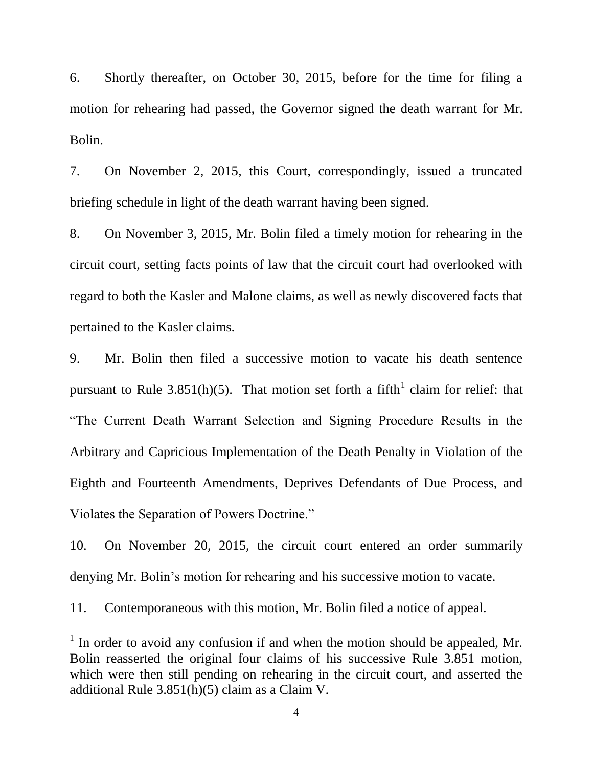6. Shortly thereafter, on October 30, 2015, before for the time for filing a motion for rehearing had passed, the Governor signed the death warrant for Mr. Bolin.

7. On November 2, 2015, this Court, correspondingly, issued a truncated briefing schedule in light of the death warrant having been signed.

8. On November 3, 2015, Mr. Bolin filed a timely motion for rehearing in the circuit court, setting facts points of law that the circuit court had overlooked with regard to both the Kasler and Malone claims, as well as newly discovered facts that pertained to the Kasler claims.

9. Mr. Bolin then filed a successive motion to vacate his death sentence pursuant to Rule 3.851(h)(5). That motion set forth a fifth[1] claim for relief: that "The Current Death Warrant Selection and Signing Procedure Results in the Arbitrary and Capricious Implementation of the Death Penalty in Violation of the Eighth and Fourteenth Amendments, Deprives Defendants of Due Process, and Violates the Separation of Powers Doctrine."

10. On November 20, 2015, the circuit court entered an order summarily denying Mr. Bolin's motion for rehearing and his successive motion to vacate.

11. Contemporaneous with this motion, Mr. Bolin filed a notice of appeal.

[1] In order to avoid any confusion if and when the motion should be appealed, Mr. Bolin reasserted the original four claims of his successive Rule 3.851 motion, which were then still pending on rehearing in the circuit court, and asserted the additional Rule 3.851(h)(5) claim as a Claim V.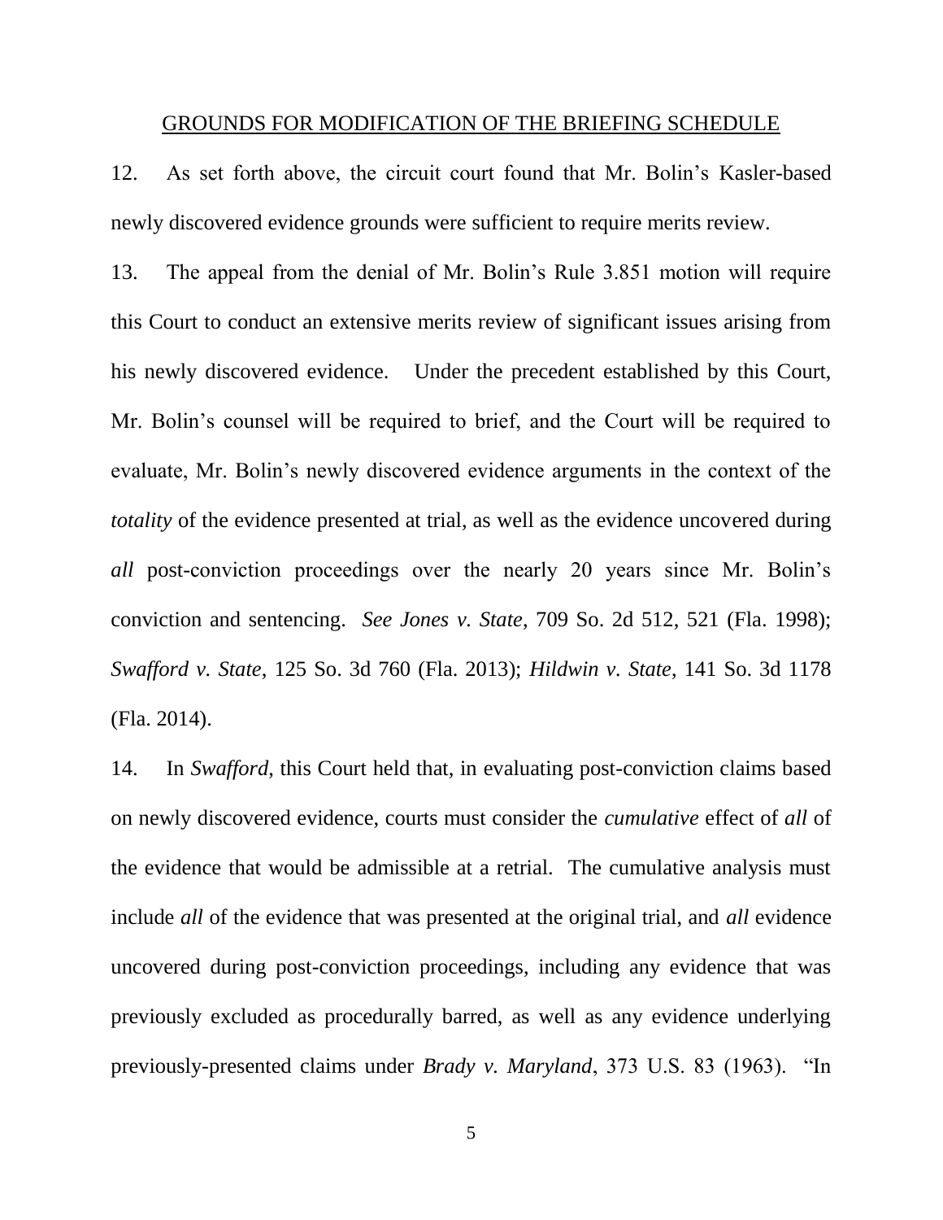## GROUNDS FOR MODIFICATION OF THE BRIEFING SCHEDULE

12. As set forth above, the circuit court found that Mr. Bolin's Kasler-based newly discovered evidence grounds were sufficient to require merits review.

13. The appeal from the denial of Mr. Bolin's Rule 3.851 motion will require this Court to conduct an extensive merits review of significant issues arising from his newly discovered evidence. Under the precedent established by this Court, Mr. Bolin's counsel will be required to brief, and the Court will be required to evaluate, Mr. Bolin's newly discovered evidence arguments in the context of the *totality* of the evidence presented at trial, as well as the evidence uncovered during *all* post-conviction proceedings over the nearly 20 years since Mr. Bolin's conviction and sentencing. *See Jones v. State*, 709 So. 2d 512, 521 (Fla. 1998); *Swafford v. State*, 125 So. 3d 760 (Fla. 2013); *Hildwin v. State*, 141 So. 3d 1178 (Fla. 2014).

14. In *Swafford*, this Court held that, in evaluating post-conviction claims based on newly discovered evidence, courts must consider the *cumulative* effect of *all* of the evidence that would be admissible at a retrial. The cumulative analysis must include *all* of the evidence that was presented at the original trial, and *all* evidence uncovered during post-conviction proceedings, including any evidence that was previously excluded as procedurally barred, as well as any evidence underlying previously-presented claims under *Brady v. Maryland*, 373 U.S. 83 (1963). "In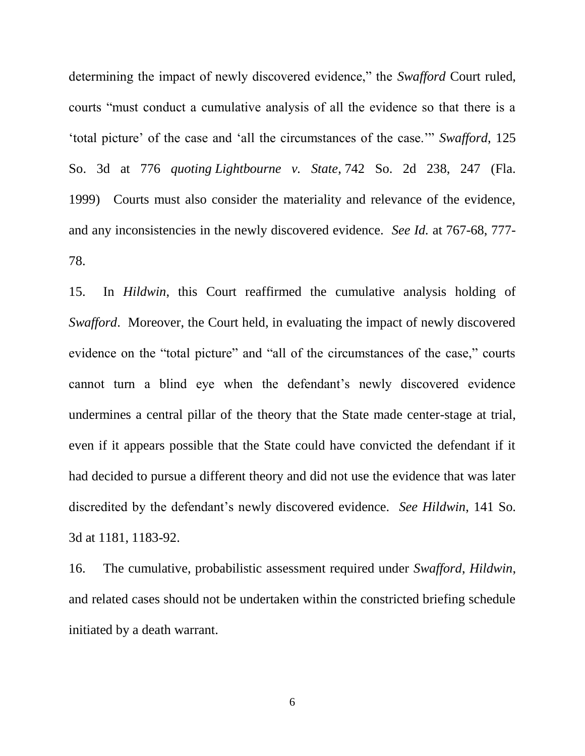determining the impact of newly discovered evidence," the *Swafford* Court ruled, courts "must conduct a cumulative analysis of all the evidence so that there is a 'total picture' of the case and 'all the circumstances of the case.'" *Swafford*, 125 So. 3d at 776 *quoting Lightbourne v. State*, 742 So. 2d 238, 247 (Fla. 1999) Courts must also consider the materiality and relevance of the evidence, and any inconsistencies in the newly discovered evidence. *See Id.* at 767-68, 777-78.

15. In *Hildwin*, this Court reaffirmed the cumulative analysis holding of *Swafford*. Moreover, the Court held, in evaluating the impact of newly discovered evidence on the "total picture" and "all of the circumstances of the case," courts cannot turn a blind eye when the defendant's newly discovered evidence undermines a central pillar of the theory that the State made center-stage at trial, even if it appears possible that the State could have convicted the defendant if it had decided to pursue a different theory and did not use the evidence that was later discredited by the defendant's newly discovered evidence. *See Hildwin*, 141 So. 3d at 1181, 1183-92.

16. The cumulative, probabilistic assessment required under *Swafford*, *Hildwin*, and related cases should not be undertaken within the constricted briefing schedule initiated by a death warrant.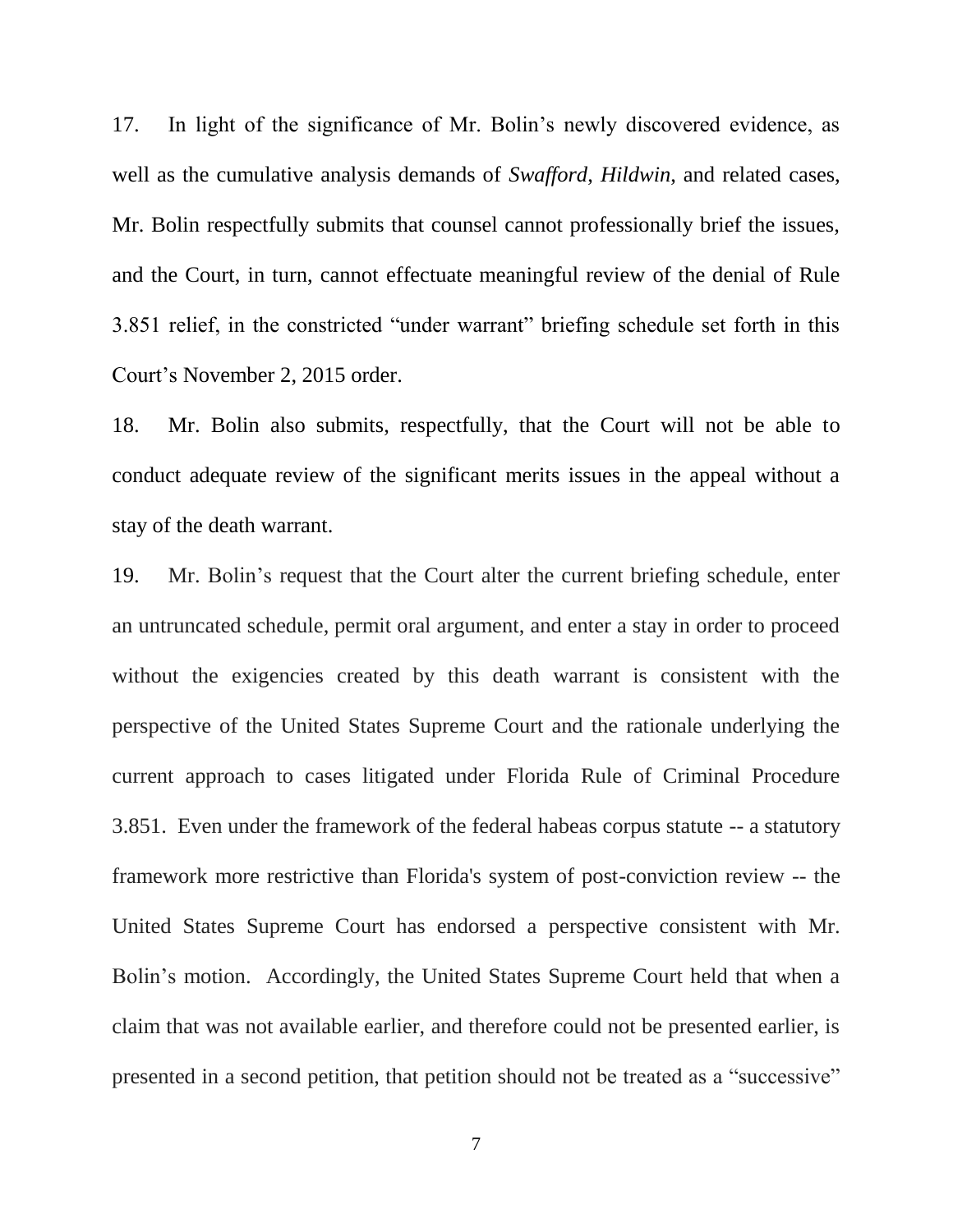17. In light of the significance of Mr. Bolin's newly discovered evidence, as well as the cumulative analysis demands of *Swafford*, *Hildwin*, and related cases, Mr. Bolin respectfully submits that counsel cannot professionally brief the issues, and the Court, in turn, cannot effectuate meaningful review of the denial of Rule 3.851 relief, in the constricted "under warrant" briefing schedule set forth in this Court's November 2, 2015 order.

18. Mr. Bolin also submits, respectfully, that the Court will not be able to conduct adequate review of the significant merits issues in the appeal without a stay of the death warrant.

19. Mr. Bolin's request that the Court alter the current briefing schedule, enter an untruncated schedule, permit oral argument, and enter a stay in order to proceed without the exigencies created by this death warrant is consistent with the perspective of the United States Supreme Court and the rationale underlying the current approach to cases litigated under Florida Rule of Criminal Procedure 3.851. Even under the framework of the federal habeas corpus statute -- a statutory framework more restrictive than Florida's system of post-conviction review -- the United States Supreme Court has endorsed a perspective consistent with Mr. Bolin's motion. Accordingly, the United States Supreme Court held that when a claim that was not available earlier, and therefore could not be presented earlier, is presented in a second petition, that petition should not be treated as a "successive"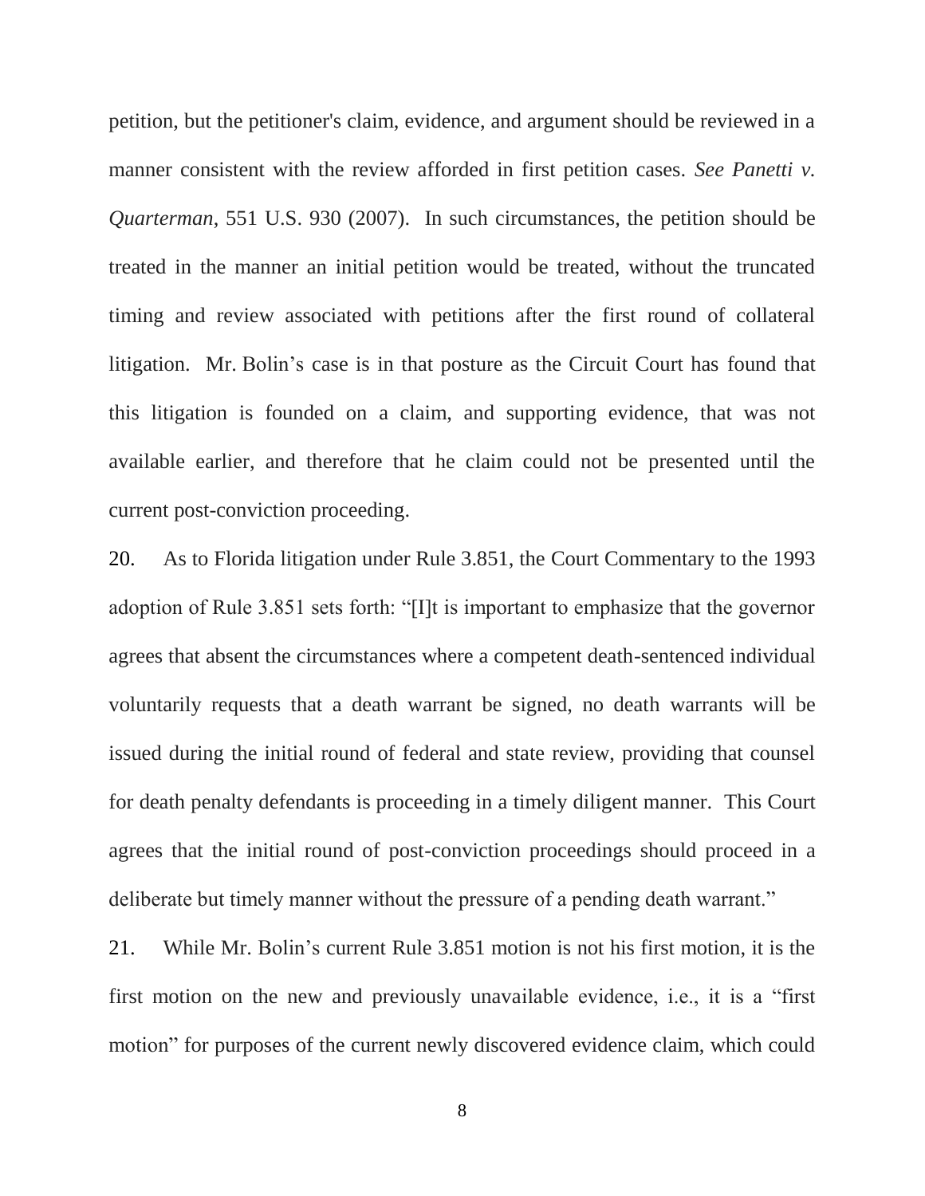petition, but the petitioner's claim, evidence, and argument should be reviewed in a manner consistent with the review afforded in first petition cases. *See Panetti v. Quarterman*, 551 U.S. 930 (2007). In such circumstances, the petition should be treated in the manner an initial petition would be treated, without the truncated timing and review associated with petitions after the first round of collateral litigation. Mr. Bolin's case is in that posture as the Circuit Court has found that this litigation is founded on a claim, and supporting evidence, that was not available earlier, and therefore that he claim could not be presented until the current post-conviction proceeding.

20. As to Florida litigation under Rule 3.851, the Court Commentary to the 1993 adoption of Rule 3.851 sets forth: "[I]t is important to emphasize that the governor agrees that absent the circumstances where a competent death-sentenced individual voluntarily requests that a death warrant be signed, no death warrants will be issued during the initial round of federal and state review, providing that counsel for death penalty defendants is proceeding in a timely diligent manner. This Court agrees that the initial round of post-conviction proceedings should proceed in a deliberate but timely manner without the pressure of a pending death warrant."

21. While Mr. Bolin's current Rule 3.851 motion is not his first motion, it is the first motion on the new and previously unavailable evidence, i.e., it is a "first motion" for purposes of the current newly discovered evidence claim, which could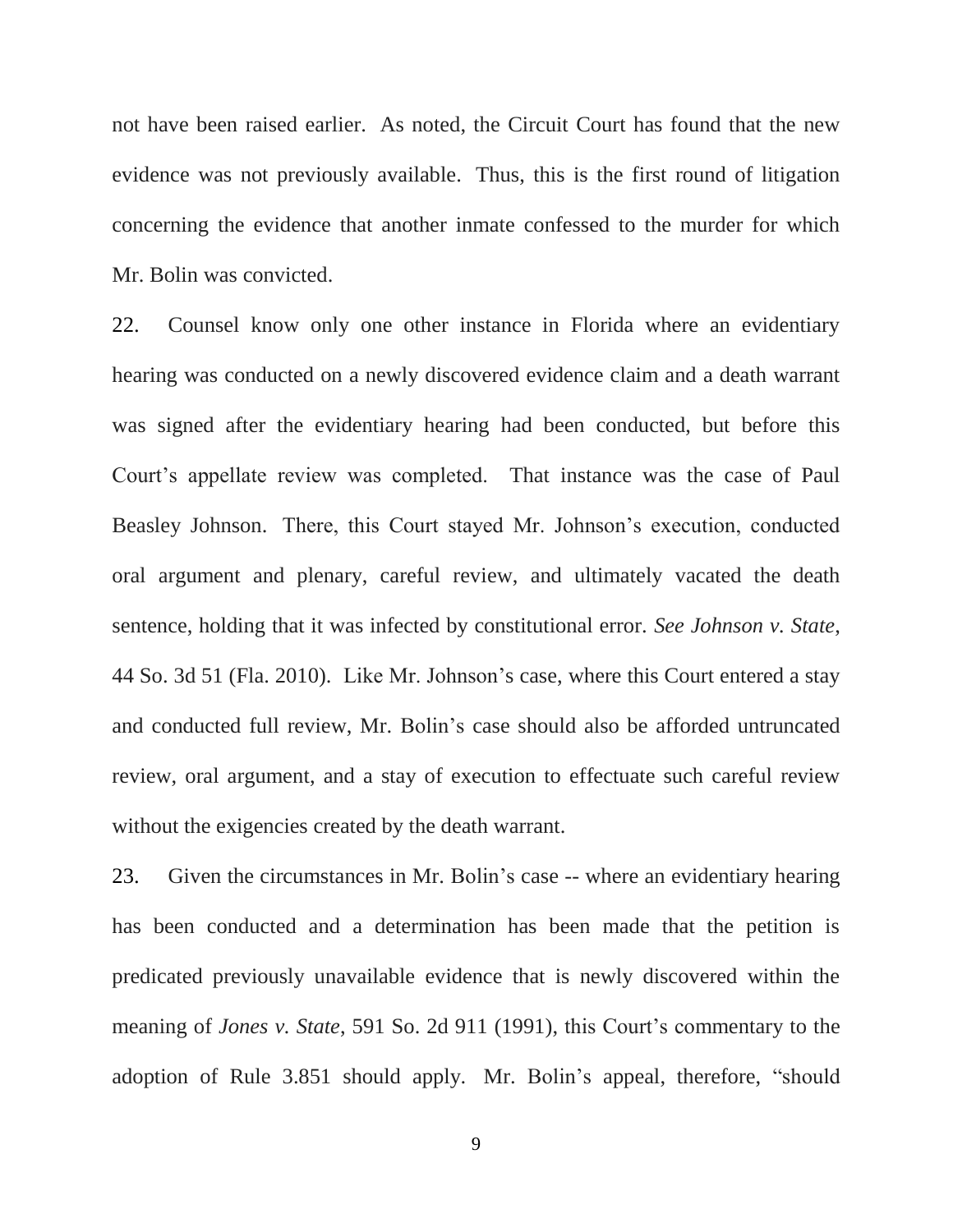not have been raised earlier. As noted, the Circuit Court has found that the new evidence was not previously available. Thus, this is the first round of litigation concerning the evidence that another inmate confessed to the murder for which Mr. Bolin was convicted.

22. Counsel know only one other instance in Florida where an evidentiary hearing was conducted on a newly discovered evidence claim and a death warrant was signed after the evidentiary hearing had been conducted, but before this Court's appellate review was completed. That instance was the case of Paul Beasley Johnson. There, this Court stayed Mr. Johnson's execution, conducted oral argument and plenary, careful review, and ultimately vacated the death sentence, holding that it was infected by constitutional error. *See Johnson v. State*, 44 So. 3d 51 (Fla. 2010). Like Mr. Johnson's case, where this Court entered a stay and conducted full review, Mr. Bolin's case should also be afforded untruncated review, oral argument, and a stay of execution to effectuate such careful review without the exigencies created by the death warrant.

23. Given the circumstances in Mr. Bolin's case -- where an evidentiary hearing has been conducted and a determination has been made that the petition is predicated previously unavailable evidence that is newly discovered within the meaning of *Jones v. State*, 591 So. 2d 911 (1991), this Court's commentary to the adoption of Rule 3.851 should apply. Mr. Bolin's appeal, therefore, "should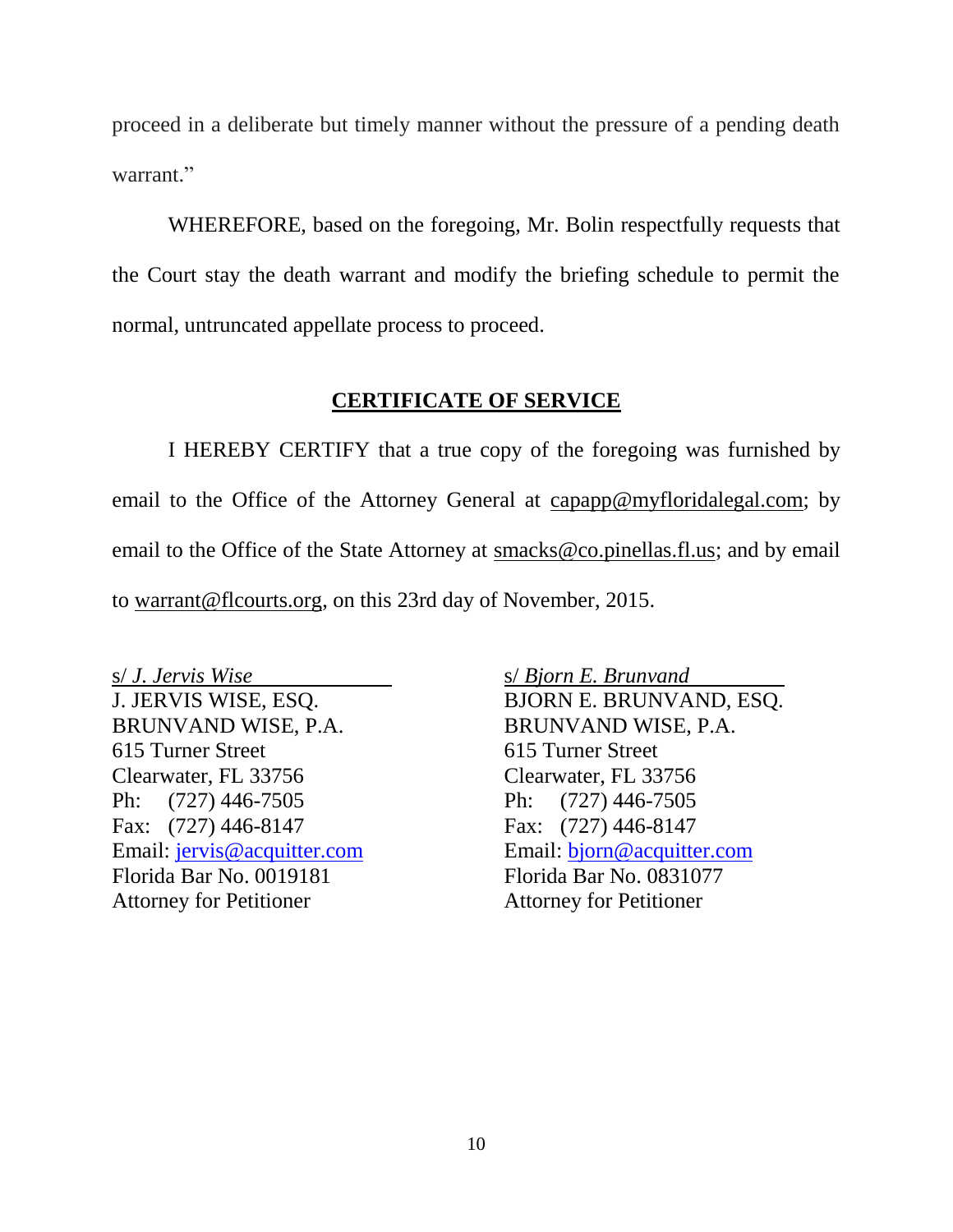proceed in a deliberate but timely manner without the pressure of a pending death warrant."

WHEREFORE, based on the foregoing, Mr. Bolin respectfully requests that the Court stay the death warrant and modify the briefing schedule to permit the normal, untruncated appellate process to proceed.

## CERTIFICATE OF SERVICE

I HEREBY CERTIFY that a true copy of the foregoing was furnished by email to the Office of the Attorney General at capapp@myfloridalegal.com; by email to the Office of the State Attorney at smacks@co.pinellas.fl.us; and by email to warrant@flcourts.org, on this 23rd day of November, 2015.

s/ *J. Jervis Wise*
J. JERVIS WISE, ESQ.
BRUNVAND WISE, P.A.
615 Turner Street
Clearwater, FL 33756
Ph: (727) 446-7505
Fax: (727) 446-8147
Email: jervis@acquitter.com
Florida Bar No. 0019181
Attorney for Petitioner

s/ *Bjorn E. Brunvand*
BJORN E. BRUNVAND, ESQ.
BRUNVAND WISE, P.A.
615 Turner Street
Clearwater, FL 33756
Ph: (727) 446-7505
Fax: (727) 446-8147
Email: bjorn@acquitter.com
Florida Bar No. 0831077
Attorney for Petitioner